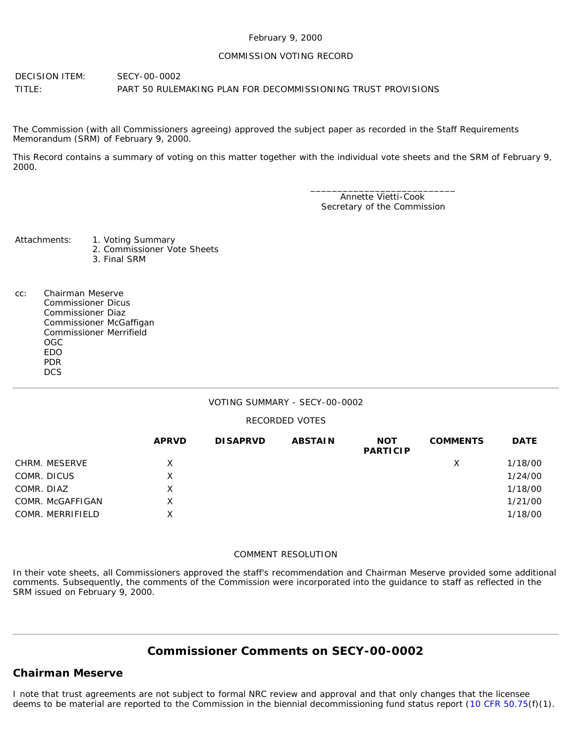February 9, 2000

COMMISSION VOTING RECORD

DECISION ITEM: SECY-00-0002

TITLE: PART 50 RULEMAKING PLAN FOR DECOMMISSIONING TRUST PROVISIONS

The Commission (with all Commissioners agreeing) approved the subject paper as recorded in the Staff Requirements Memorandum (SRM) of February 9, 2000.

This Record contains a summary of voting on this matter together with the individual vote sheets and the SRM of February 9, 2000.

\_\_\_\_\_\_\_\_\_\_\_\_\_\_\_\_\_\_\_\_\_\_\_\_\_\_\_\_
Annette Vietti-Cook
Secretary of the Commission

Attachments:
1. Voting Summary
2. Commissioner Vote Sheets
3. Final SRM

cc:
Chairman Meserve
Commissioner Dicus
Commissioner Diaz
Commissioner McGaffigan
Commissioner Merrifield
OGC
EDO
PDR
DCS

---

VOTING SUMMARY - SECY-00-0002

RECORDED VOTES

| | APRVD | DISAPRVD | ABSTAIN | NOT PARTICIP | COMMENTS | DATE |
|---|---|---|---|---|---|---|
| CHRM. MESERVE | X | | | | X | 1/18/00 |
| COMR. DICUS | X | | | | | 1/24/00 |
| COMR. DIAZ | X | | | | | 1/18/00 |
| COMR. McGAFFIGAN | X | | | | | 1/21/00 |
| COMR. MERRIFIELD | X | | | | | 1/18/00 |

COMMENT RESOLUTION

In their vote sheets, all Commissioners approved the staff's recommendation and Chairman Meserve provided some additional comments. Subsequently, the comments of the Commission were incorporated into the guidance to staff as reflected in the SRM issued on February 9, 2000.

---

## Commissioner Comments on SECY-00-0002

### Chairman Meserve

I note that trust agreements are not subject to formal NRC review and approval and that only changes that the licensee deems to be material are reported to the Commission in the biennial decommissioning fund status report (10 CFR 50.75(f)(1).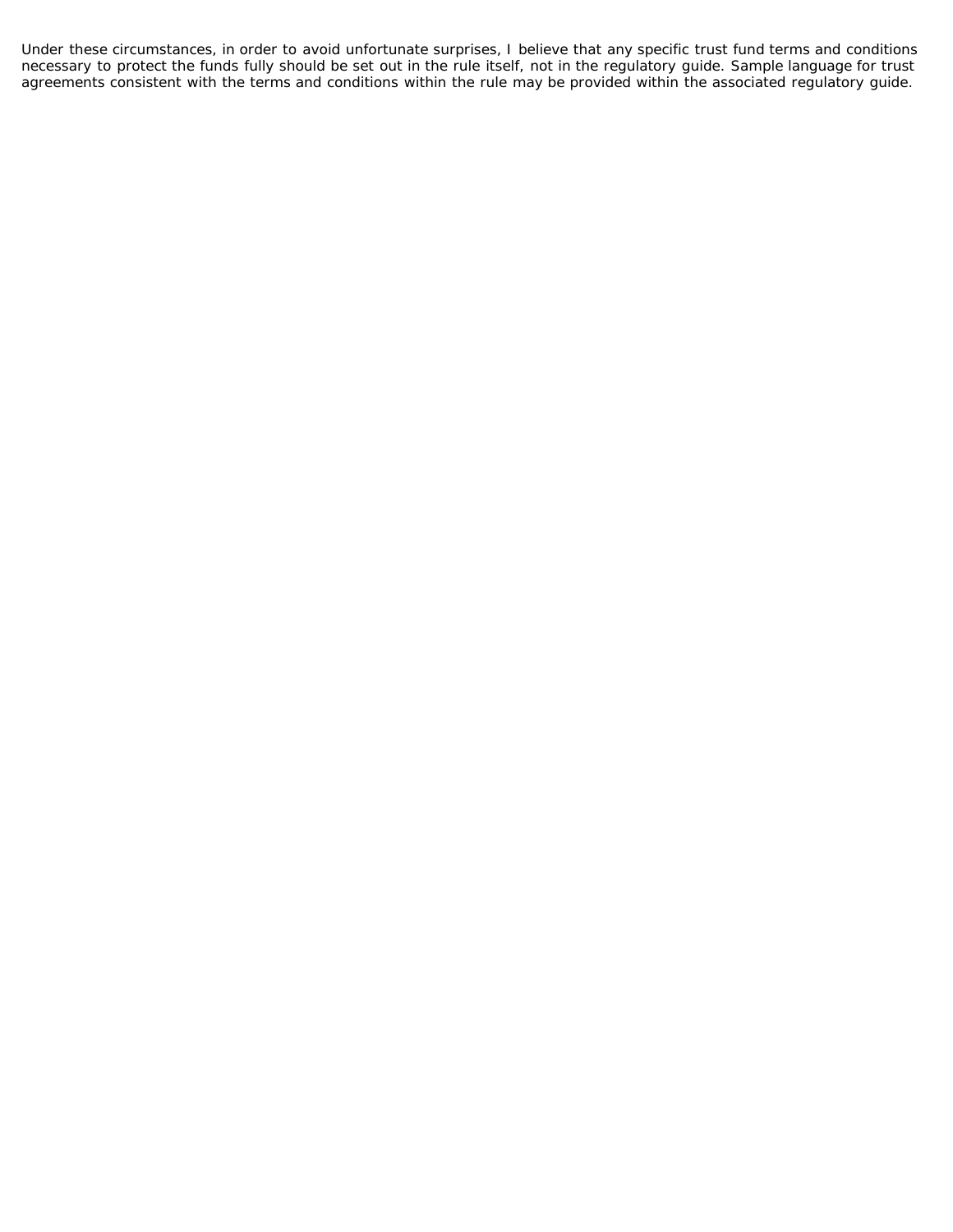Under these circumstances, in order to avoid unfortunate surprises, I believe that any specific trust fund terms and conditions necessary to protect the funds fully should be set out in the rule itself, not in the regulatory guide. Sample language for trust agreements consistent with the terms and conditions within the rule may be provided within the associated regulatory guide.